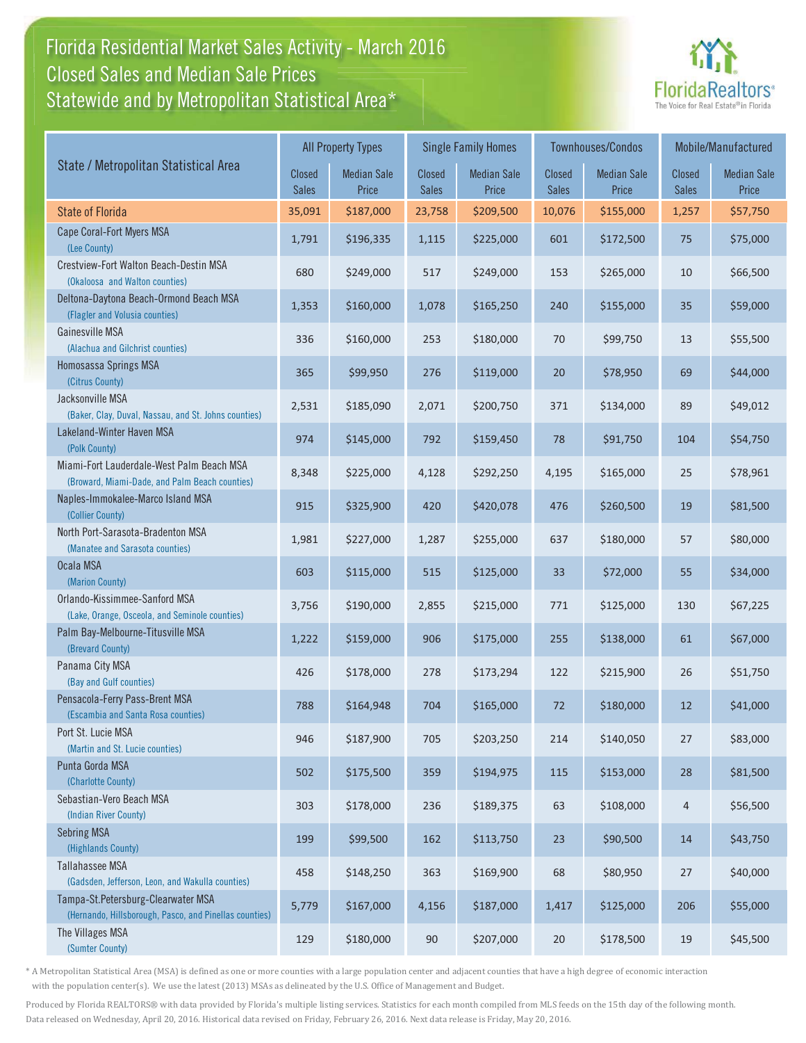# Florida Residential Market Sales Activity - March 2016
## Closed Sales and Median Sale Prices
## Statewide and by Metropolitan Statistical Area*

| State / Metropolitan Statistical Area | All Property Types | | Single Family Homes | | Townhouses/Condos | | Mobile/Manufactured | |
|---|---|---|---|---|---|---|---|---|
| | Closed Sales | Median Sale Price | Closed Sales | Median Sale Price | Closed Sales | Median Sale Price | Closed Sales | Median Sale Price |
| State of Florida | 35,091 | $187,000 | 23,758 | $209,500 | 10,076 | $155,000 | 1,257 | $57,750 |
| Cape Coral-Fort Myers MSA (Lee County) | 1,791 | $196,335 | 1,115 | $225,000 | 601 | $172,500 | 75 | $75,000 |
| Crestview-Fort Walton Beach-Destin MSA (Okaloosa and Walton counties) | 680 | $249,000 | 517 | $249,000 | 153 | $265,000 | 10 | $66,500 |
| Deltona-Daytona Beach-Ormond Beach MSA (Flagler and Volusia counties) | 1,353 | $160,000 | 1,078 | $165,250 | 240 | $155,000 | 35 | $59,000 |
| Gainesville MSA (Alachua and Gilchrist counties) | 336 | $160,000 | 253 | $180,000 | 70 | $99,750 | 13 | $55,500 |
| Homosassa Springs MSA (Citrus County) | 365 | $99,950 | 276 | $119,000 | 20 | $78,950 | 69 | $44,000 |
| Jacksonville MSA (Baker, Clay, Duval, Nassau, and St. Johns counties) | 2,531 | $185,090 | 2,071 | $200,750 | 371 | $134,000 | 89 | $49,012 |
| Lakeland-Winter Haven MSA (Polk County) | 974 | $145,000 | 792 | $159,450 | 78 | $91,750 | 104 | $54,750 |
| Miami-Fort Lauderdale-West Palm Beach MSA (Broward, Miami-Dade, and Palm Beach counties) | 8,348 | $225,000 | 4,128 | $292,250 | 4,195 | $165,000 | 25 | $78,961 |
| Naples-Immokalee-Marco Island MSA (Collier County) | 915 | $325,900 | 420 | $420,078 | 476 | $260,500 | 19 | $81,500 |
| North Port-Sarasota-Bradenton MSA (Manatee and Sarasota counties) | 1,981 | $227,000 | 1,287 | $255,000 | 637 | $180,000 | 57 | $80,000 |
| Ocala MSA (Marion County) | 603 | $115,000 | 515 | $125,000 | 33 | $72,000 | 55 | $34,000 |
| Orlando-Kissimmee-Sanford MSA (Lake, Orange, Osceola, and Seminole counties) | 3,756 | $190,000 | 2,855 | $215,000 | 771 | $125,000 | 130 | $67,225 |
| Palm Bay-Melbourne-Titusville MSA (Brevard County) | 1,222 | $159,000 | 906 | $175,000 | 255 | $138,000 | 61 | $67,000 |
| Panama City MSA (Bay and Gulf counties) | 426 | $178,000 | 278 | $173,294 | 122 | $215,900 | 26 | $51,750 |
| Pensacola-Ferry Pass-Brent MSA (Escambia and Santa Rosa counties) | 788 | $164,948 | 704 | $165,000 | 72 | $180,000 | 12 | $41,000 |
| Port St. Lucie MSA (Martin and St. Lucie counties) | 946 | $187,900 | 705 | $203,250 | 214 | $140,050 | 27 | $83,000 |
| Punta Gorda MSA (Charlotte County) | 502 | $175,500 | 359 | $194,975 | 115 | $153,000 | 28 | $81,500 |
| Sebastian-Vero Beach MSA (Indian River County) | 303 | $178,000 | 236 | $189,375 | 63 | $108,000 | 4 | $56,500 |
| Sebring MSA (Highlands County) | 199 | $99,500 | 162 | $113,750 | 23 | $90,500 | 14 | $43,750 |
| Tallahassee MSA (Gadsden, Jefferson, Leon, and Wakulla counties) | 458 | $148,250 | 363 | $169,900 | 68 | $80,950 | 27 | $40,000 |
| Tampa-St.Petersburg-Clearwater MSA (Hernando, Hillsborough, Pasco, and Pinellas counties) | 5,779 | $167,000 | 4,156 | $187,000 | 1,417 | $125,000 | 206 | $55,000 |
| The Villages MSA (Sumter County) | 129 | $180,000 | 90 | $207,000 | 20 | $178,500 | 19 | $45,500 |

* A Metropolitan Statistical Area (MSA) is defined as one or more counties with a large population center and adjacent counties that have a high degree of economic interaction with the population center(s). We use the latest (2013) MSAs as delineated by the U.S. Office of Management and Budget.

Produced by Florida REALTORS® with data provided by Florida's multiple listing services. Statistics for each month compiled from MLS feeds on the 15th day of the following month. Data released on Wednesday, April 20, 2016. Historical data revised on Friday, February 26, 2016. Next data release is Friday, May 20, 2016.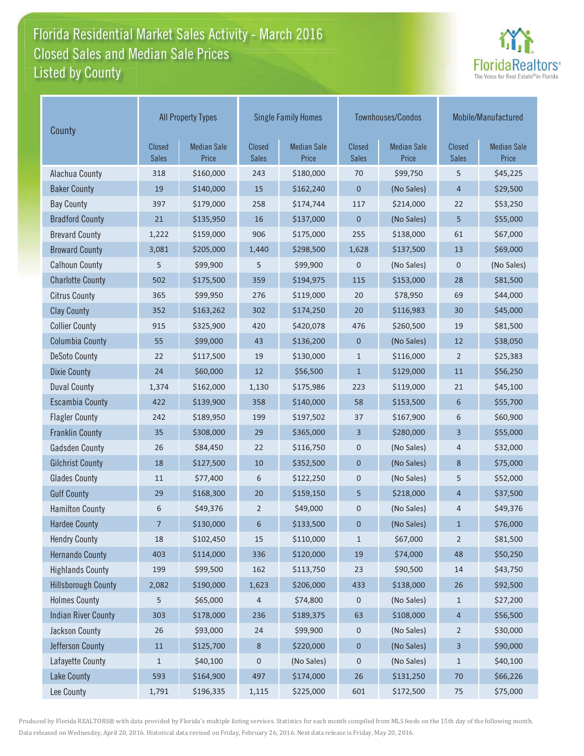# Florida Residential Market Sales Activity - March 2016
## Closed Sales and Median Sale Prices
## Listed by County

| County | All Property Types | | Single Family Homes | | Townhouses/Condos | | Mobile/Manufactured | |
|---|---|---|---|---|---|---|---|---|
| | Closed Sales | Median Sale Price | Closed Sales | Median Sale Price | Closed Sales | Median Sale Price | Closed Sales | Median Sale Price |
| Alachua County | 318 | $160,000 | 243 | $180,000 | 70 | $99,750 | 5 | $45,225 |
| Baker County | 19 | $140,000 | 15 | $162,240 | 0 | (No Sales) | 4 | $29,500 |
| Bay County | 397 | $179,000 | 258 | $174,744 | 117 | $214,000 | 22 | $53,250 |
| Bradford County | 21 | $135,950 | 16 | $137,000 | 0 | (No Sales) | 5 | $55,000 |
| Brevard County | 1,222 | $159,000 | 906 | $175,000 | 255 | $138,000 | 61 | $67,000 |
| Broward County | 3,081 | $205,000 | 1,440 | $298,500 | 1,628 | $137,500 | 13 | $69,000 |
| Calhoun County | 5 | $99,900 | 5 | $99,900 | 0 | (No Sales) | 0 | (No Sales) |
| Charlotte County | 502 | $175,500 | 359 | $194,975 | 115 | $153,000 | 28 | $81,500 |
| Citrus County | 365 | $99,950 | 276 | $119,000 | 20 | $78,950 | 69 | $44,000 |
| Clay County | 352 | $163,262 | 302 | $174,250 | 20 | $116,983 | 30 | $45,000 |
| Collier County | 915 | $325,900 | 420 | $420,078 | 476 | $260,500 | 19 | $81,500 |
| Columbia County | 55 | $99,000 | 43 | $136,200 | 0 | (No Sales) | 12 | $38,050 |
| DeSoto County | 22 | $117,500 | 19 | $130,000 | 1 | $116,000 | 2 | $25,383 |
| Dixie County | 24 | $60,000 | 12 | $56,500 | 1 | $129,000 | 11 | $56,250 |
| Duval County | 1,374 | $162,000 | 1,130 | $175,986 | 223 | $119,000 | 21 | $45,100 |
| Escambia County | 422 | $139,900 | 358 | $140,000 | 58 | $153,500 | 6 | $55,700 |
| Flagler County | 242 | $189,950 | 199 | $197,502 | 37 | $167,900 | 6 | $60,900 |
| Franklin County | 35 | $308,000 | 29 | $365,000 | 3 | $280,000 | 3 | $55,000 |
| Gadsden County | 26 | $84,450 | 22 | $116,750 | 0 | (No Sales) | 4 | $32,000 |
| Gilchrist County | 18 | $127,500 | 10 | $352,500 | 0 | (No Sales) | 8 | $75,000 |
| Glades County | 11 | $77,400 | 6 | $122,250 | 0 | (No Sales) | 5 | $52,000 |
| Gulf County | 29 | $168,300 | 20 | $159,150 | 5 | $218,000 | 4 | $37,500 |
| Hamilton County | 6 | $49,376 | 2 | $49,000 | 0 | (No Sales) | 4 | $49,376 |
| Hardee County | 7 | $130,000 | 6 | $133,500 | 0 | (No Sales) | 1 | $76,000 |
| Hendry County | 18 | $102,450 | 15 | $110,000 | 1 | $67,000 | 2 | $81,500 |
| Hernando County | 403 | $114,000 | 336 | $120,000 | 19 | $74,000 | 48 | $50,250 |
| Highlands County | 199 | $99,500 | 162 | $113,750 | 23 | $90,500 | 14 | $43,750 |
| Hillsborough County | 2,082 | $190,000 | 1,623 | $206,000 | 433 | $138,000 | 26 | $92,500 |
| Holmes County | 5 | $65,000 | 4 | $74,800 | 0 | (No Sales) | 1 | $27,200 |
| Indian River County | 303 | $178,000 | 236 | $189,375 | 63 | $108,000 | 4 | $56,500 |
| Jackson County | 26 | $93,000 | 24 | $99,900 | 0 | (No Sales) | 2 | $30,000 |
| Jefferson County | 11 | $125,700 | 8 | $220,000 | 0 | (No Sales) | 3 | $90,000 |
| Lafayette County | 1 | $40,100 | 0 | (No Sales) | 0 | (No Sales) | 1 | $40,100 |
| Lake County | 593 | $164,900 | 497 | $174,000 | 26 | $131,250 | 70 | $66,226 |
| Lee County | 1,791 | $196,335 | 1,115 | $225,000 | 601 | $172,500 | 75 | $75,000 |

Produced by Florida REALTORS® with data provided by Florida's multiple listing services. Statistics for each month compiled from MLS feeds on the 15th day of the following month. Data released on Wednesday, April 20, 2016. Historical data revised on Friday, February 26, 2016. Next data release is Friday, May 20, 2016.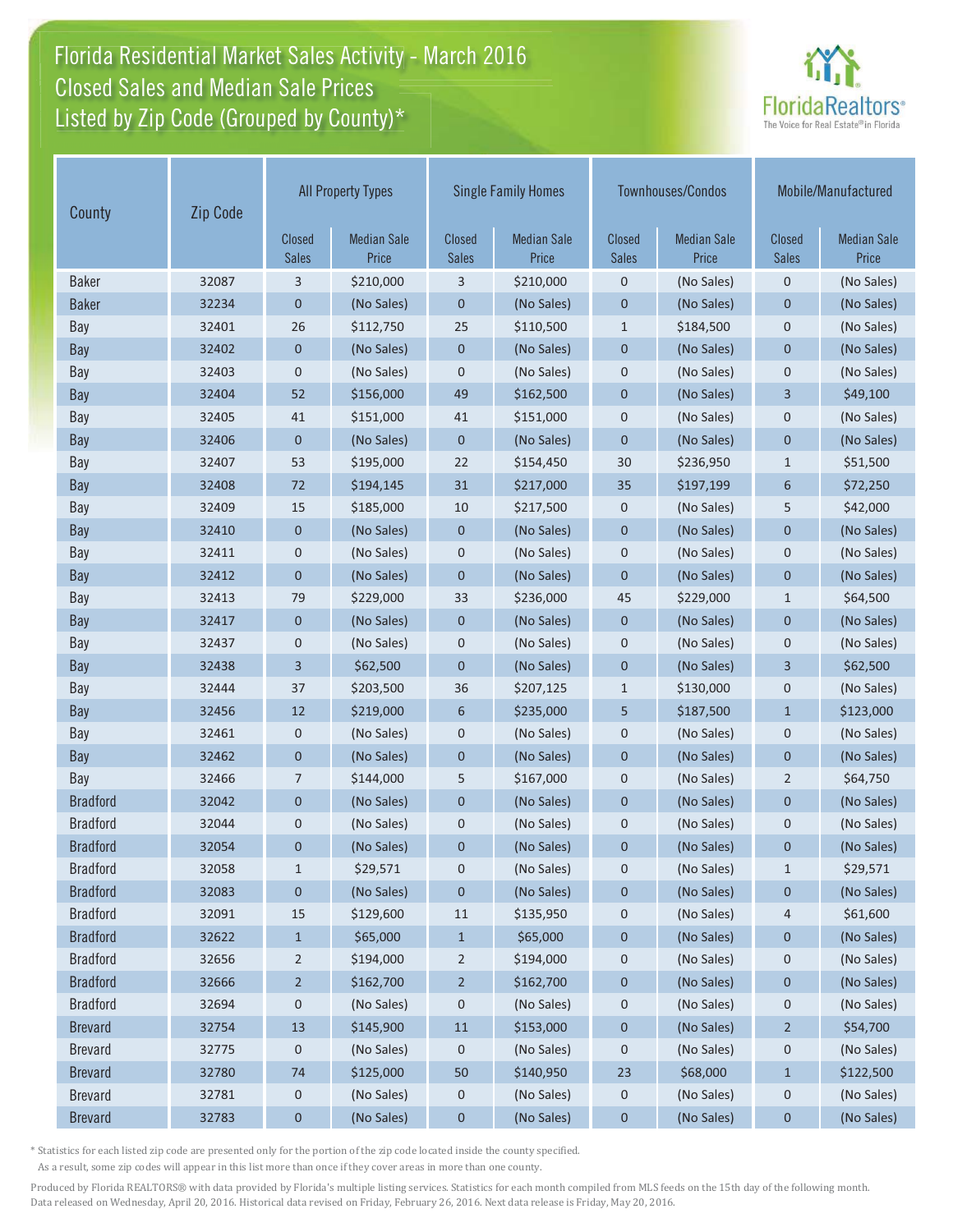# Florida Residential Market Sales Activity - March 2016
## Closed Sales and Median Sale Prices
## Listed by Zip Code (Grouped by County)*

FloridaRealtors® The Voice for Real Estate® in Florida

| County | Zip Code | All Property Types | | Single Family Homes | | Townhouses/Condos | | Mobile/Manufactured | |
|---|---|---|---|---|---|---|---|---|---|
| | | Closed Sales | Median Sale Price | Closed Sales | Median Sale Price | Closed Sales | Median Sale Price | Closed Sales | Median Sale Price |
| Baker | 32087 | 3 | $210,000 | 3 | $210,000 | 0 | (No Sales) | 0 | (No Sales) |
| Baker | 32234 | 0 | (No Sales) | 0 | (No Sales) | 0 | (No Sales) | 0 | (No Sales) |
| Bay | 32401 | 26 | $112,750 | 25 | $110,500 | 1 | $184,500 | 0 | (No Sales) |
| Bay | 32402 | 0 | (No Sales) | 0 | (No Sales) | 0 | (No Sales) | 0 | (No Sales) |
| Bay | 32403 | 0 | (No Sales) | 0 | (No Sales) | 0 | (No Sales) | 0 | (No Sales) |
| Bay | 32404 | 52 | $156,000 | 49 | $162,500 | 0 | (No Sales) | 3 | $49,100 |
| Bay | 32405 | 41 | $151,000 | 41 | $151,000 | 0 | (No Sales) | 0 | (No Sales) |
| Bay | 32406 | 0 | (No Sales) | 0 | (No Sales) | 0 | (No Sales) | 0 | (No Sales) |
| Bay | 32407 | 53 | $195,000 | 22 | $154,450 | 30 | $236,950 | 1 | $51,500 |
| Bay | 32408 | 72 | $194,145 | 31 | $217,000 | 35 | $197,199 | 6 | $72,250 |
| Bay | 32409 | 15 | $185,000 | 10 | $217,500 | 0 | (No Sales) | 5 | $42,000 |
| Bay | 32410 | 0 | (No Sales) | 0 | (No Sales) | 0 | (No Sales) | 0 | (No Sales) |
| Bay | 32411 | 0 | (No Sales) | 0 | (No Sales) | 0 | (No Sales) | 0 | (No Sales) |
| Bay | 32412 | 0 | (No Sales) | 0 | (No Sales) | 0 | (No Sales) | 0 | (No Sales) |
| Bay | 32413 | 79 | $229,000 | 33 | $236,000 | 45 | $229,000 | 1 | $64,500 |
| Bay | 32417 | 0 | (No Sales) | 0 | (No Sales) | 0 | (No Sales) | 0 | (No Sales) |
| Bay | 32437 | 0 | (No Sales) | 0 | (No Sales) | 0 | (No Sales) | 0 | (No Sales) |
| Bay | 32438 | 3 | $62,500 | 0 | (No Sales) | 0 | (No Sales) | 3 | $62,500 |
| Bay | 32444 | 37 | $203,500 | 36 | $207,125 | 1 | $130,000 | 0 | (No Sales) |
| Bay | 32456 | 12 | $219,000 | 6 | $235,000 | 5 | $187,500 | 1 | $123,000 |
| Bay | 32461 | 0 | (No Sales) | 0 | (No Sales) | 0 | (No Sales) | 0 | (No Sales) |
| Bay | 32462 | 0 | (No Sales) | 0 | (No Sales) | 0 | (No Sales) | 0 | (No Sales) |
| Bay | 32466 | 7 | $144,000 | 5 | $167,000 | 0 | (No Sales) | 2 | $64,750 |
| Bradford | 32042 | 0 | (No Sales) | 0 | (No Sales) | 0 | (No Sales) | 0 | (No Sales) |
| Bradford | 32044 | 0 | (No Sales) | 0 | (No Sales) | 0 | (No Sales) | 0 | (No Sales) |
| Bradford | 32054 | 0 | (No Sales) | 0 | (No Sales) | 0 | (No Sales) | 0 | (No Sales) |
| Bradford | 32058 | 1 | $29,571 | 0 | (No Sales) | 0 | (No Sales) | 1 | $29,571 |
| Bradford | 32083 | 0 | (No Sales) | 0 | (No Sales) | 0 | (No Sales) | 0 | (No Sales) |
| Bradford | 32091 | 15 | $129,600 | 11 | $135,950 | 0 | (No Sales) | 4 | $61,600 |
| Bradford | 32622 | 1 | $65,000 | 1 | $65,000 | 0 | (No Sales) | 0 | (No Sales) |
| Bradford | 32656 | 2 | $194,000 | 2 | $194,000 | 0 | (No Sales) | 0 | (No Sales) |
| Bradford | 32666 | 2 | $162,700 | 2 | $162,700 | 0 | (No Sales) | 0 | (No Sales) |
| Bradford | 32694 | 0 | (No Sales) | 0 | (No Sales) | 0 | (No Sales) | 0 | (No Sales) |
| Brevard | 32754 | 13 | $145,900 | 11 | $153,000 | 0 | (No Sales) | 2 | $54,700 |
| Brevard | 32775 | 0 | (No Sales) | 0 | (No Sales) | 0 | (No Sales) | 0 | (No Sales) |
| Brevard | 32780 | 74 | $125,000 | 50 | $140,950 | 23 | $68,000 | 1 | $122,500 |
| Brevard | 32781 | 0 | (No Sales) | 0 | (No Sales) | 0 | (No Sales) | 0 | (No Sales) |
| Brevard | 32783 | 0 | (No Sales) | 0 | (No Sales) | 0 | (No Sales) | 0 | (No Sales) |

\* Statistics for each listed zip code are presented only for the portion of the zip code located inside the county specified. As a result, some zip codes will appear in this list more than once if they cover areas in more than one county.

Produced by Florida REALTORS® with data provided by Florida's multiple listing services. Statistics for each month compiled from MLS feeds on the 15th day of the following month. Data released on Wednesday, April 20, 2016. Historical data revised on Friday, February 26, 2016. Next data release is Friday, May 20, 2016.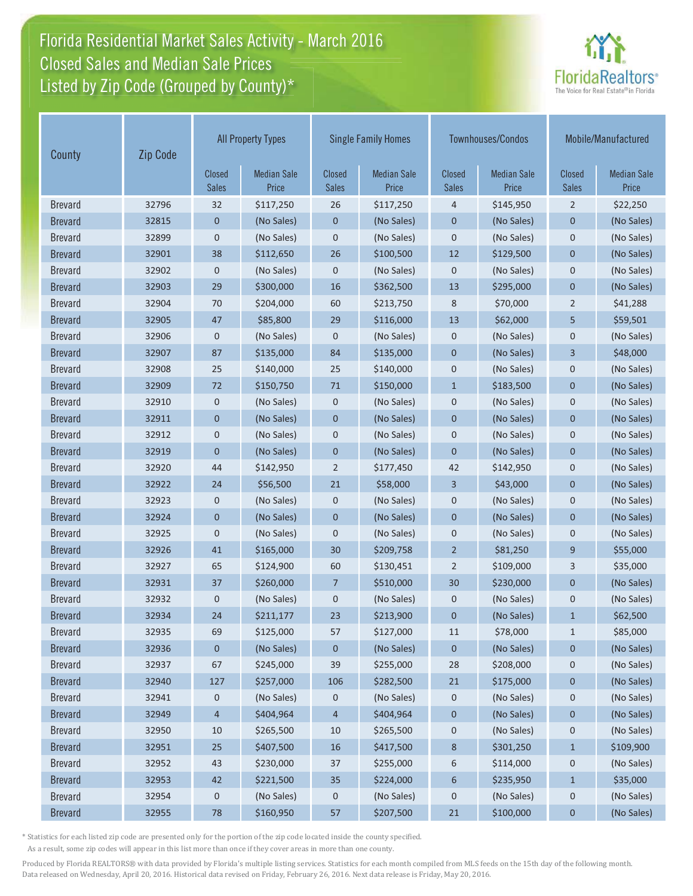# Florida Residential Market Sales Activity - March 2016
## Closed Sales and Median Sale Prices
## Listed by Zip Code (Grouped by County)*

| County | Zip Code | All Property Types | | Single Family Homes | | Townhouses/Condos | | Mobile/Manufactured | |
|---|---|---|---|---|---|---|---|---|---|
| | | Closed Sales | Median Sale Price | Closed Sales | Median Sale Price | Closed Sales | Median Sale Price | Closed Sales | Median Sale Price |
| Brevard | 32796 | 32 | $117,250 | 26 | $117,250 | 4 | $145,950 | 2 | $22,250 |
| Brevard | 32815 | 0 | (No Sales) | 0 | (No Sales) | 0 | (No Sales) | 0 | (No Sales) |
| Brevard | 32899 | 0 | (No Sales) | 0 | (No Sales) | 0 | (No Sales) | 0 | (No Sales) |
| Brevard | 32901 | 38 | $112,650 | 26 | $100,500 | 12 | $129,500 | 0 | (No Sales) |
| Brevard | 32902 | 0 | (No Sales) | 0 | (No Sales) | 0 | (No Sales) | 0 | (No Sales) |
| Brevard | 32903 | 29 | $300,000 | 16 | $362,500 | 13 | $295,000 | 0 | (No Sales) |
| Brevard | 32904 | 70 | $204,000 | 60 | $213,750 | 8 | $70,000 | 2 | $41,288 |
| Brevard | 32905 | 47 | $85,800 | 29 | $116,000 | 13 | $62,000 | 5 | $59,501 |
| Brevard | 32906 | 0 | (No Sales) | 0 | (No Sales) | 0 | (No Sales) | 0 | (No Sales) |
| Brevard | 32907 | 87 | $135,000 | 84 | $135,000 | 0 | (No Sales) | 3 | $48,000 |
| Brevard | 32908 | 25 | $140,000 | 25 | $140,000 | 0 | (No Sales) | 0 | (No Sales) |
| Brevard | 32909 | 72 | $150,750 | 71 | $150,000 | 1 | $183,500 | 0 | (No Sales) |
| Brevard | 32910 | 0 | (No Sales) | 0 | (No Sales) | 0 | (No Sales) | 0 | (No Sales) |
| Brevard | 32911 | 0 | (No Sales) | 0 | (No Sales) | 0 | (No Sales) | 0 | (No Sales) |
| Brevard | 32912 | 0 | (No Sales) | 0 | (No Sales) | 0 | (No Sales) | 0 | (No Sales) |
| Brevard | 32919 | 0 | (No Sales) | 0 | (No Sales) | 0 | (No Sales) | 0 | (No Sales) |
| Brevard | 32920 | 44 | $142,950 | 2 | $177,450 | 42 | $142,950 | 0 | (No Sales) |
| Brevard | 32922 | 24 | $56,500 | 21 | $58,000 | 3 | $43,000 | 0 | (No Sales) |
| Brevard | 32923 | 0 | (No Sales) | 0 | (No Sales) | 0 | (No Sales) | 0 | (No Sales) |
| Brevard | 32924 | 0 | (No Sales) | 0 | (No Sales) | 0 | (No Sales) | 0 | (No Sales) |
| Brevard | 32925 | 0 | (No Sales) | 0 | (No Sales) | 0 | (No Sales) | 0 | (No Sales) |
| Brevard | 32926 | 41 | $165,000 | 30 | $209,758 | 2 | $81,250 | 9 | $55,000 |
| Brevard | 32927 | 65 | $124,900 | 60 | $130,451 | 2 | $109,000 | 3 | $35,000 |
| Brevard | 32931 | 37 | $260,000 | 7 | $510,000 | 30 | $230,000 | 0 | (No Sales) |
| Brevard | 32932 | 0 | (No Sales) | 0 | (No Sales) | 0 | (No Sales) | 0 | (No Sales) |
| Brevard | 32934 | 24 | $211,177 | 23 | $213,900 | 0 | (No Sales) | 1 | $62,500 |
| Brevard | 32935 | 69 | $125,000 | 57 | $127,000 | 11 | $78,000 | 1 | $85,000 |
| Brevard | 32936 | 0 | (No Sales) | 0 | (No Sales) | 0 | (No Sales) | 0 | (No Sales) |
| Brevard | 32937 | 67 | $245,000 | 39 | $255,000 | 28 | $208,000 | 0 | (No Sales) |
| Brevard | 32940 | 127 | $257,000 | 106 | $282,500 | 21 | $175,000 | 0 | (No Sales) |
| Brevard | 32941 | 0 | (No Sales) | 0 | (No Sales) | 0 | (No Sales) | 0 | (No Sales) |
| Brevard | 32949 | 4 | $404,964 | 4 | $404,964 | 0 | (No Sales) | 0 | (No Sales) |
| Brevard | 32950 | 10 | $265,500 | 10 | $265,500 | 0 | (No Sales) | 0 | (No Sales) |
| Brevard | 32951 | 25 | $407,500 | 16 | $417,500 | 8 | $301,250 | 1 | $109,900 |
| Brevard | 32952 | 43 | $230,000 | 37 | $255,000 | 6 | $114,000 | 0 | (No Sales) |
| Brevard | 32953 | 42 | $221,500 | 35 | $224,000 | 6 | $235,950 | 1 | $35,000 |
| Brevard | 32954 | 0 | (No Sales) | 0 | (No Sales) | 0 | (No Sales) | 0 | (No Sales) |
| Brevard | 32955 | 78 | $160,950 | 57 | $207,500 | 21 | $100,000 | 0 | (No Sales) |

* Statistics for each listed zip code are presented only for the portion of the zip code located inside the county specified. As a result, some zip codes will appear in this list more than once if they cover areas in more than one county.

Produced by Florida REALTORS® with data provided by Florida's multiple listing services. Statistics for each month compiled from MLS feeds on the 15th day of the following month. Data released on Wednesday, April 20, 2016. Historical data revised on Friday, February 26, 2016. Next data release is Friday, May 20, 2016.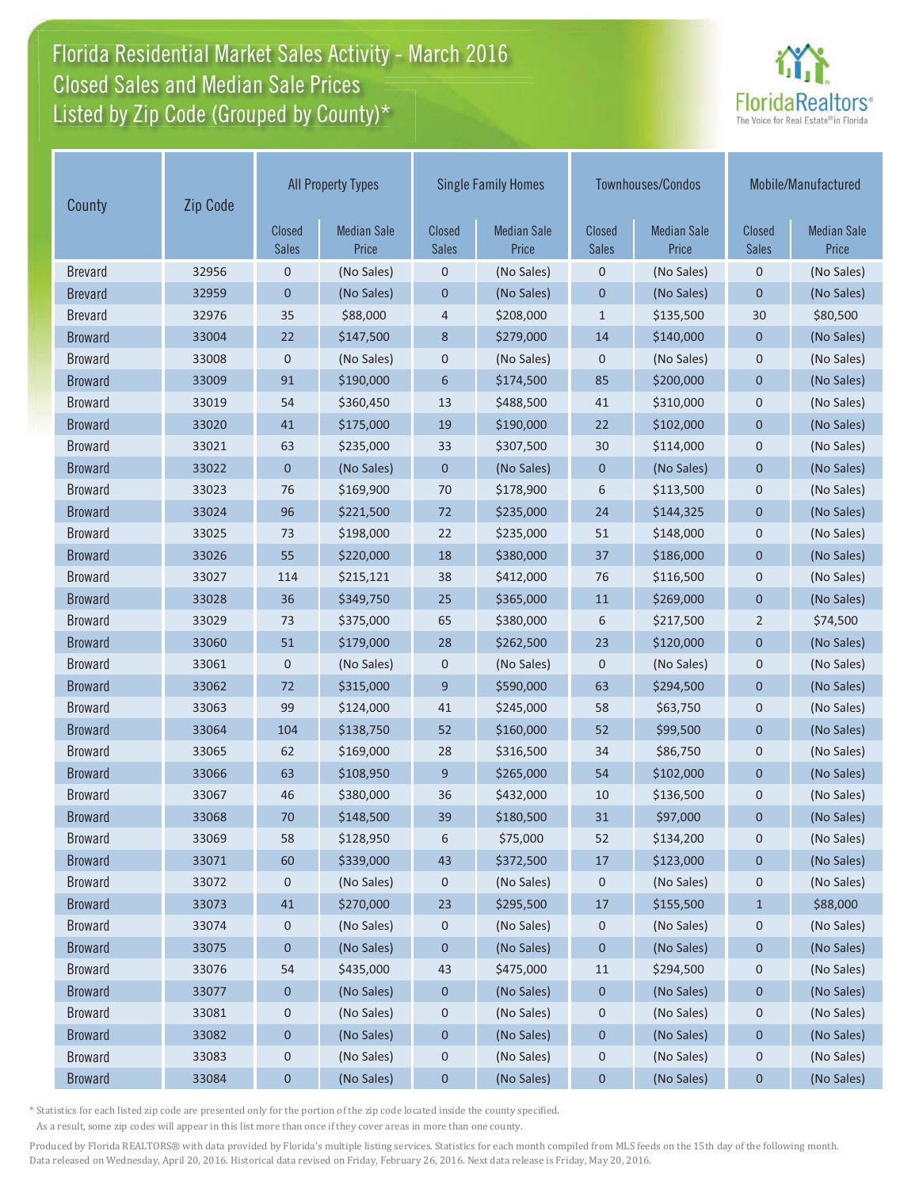# Florida Residential Market Sales Activity - March 2016
## Closed Sales and Median Sale Prices
## Listed by Zip Code (Grouped by County)*

| County | Zip Code | All Property Types | | Single Family Homes | | Townhouses/Condos | | Mobile/Manufactured | |
|---|---|---|---|---|---|---|---|---|---|
| | | Closed Sales | Median Sale Price | Closed Sales | Median Sale Price | Closed Sales | Median Sale Price | Closed Sales | Median Sale Price |
| Brevard | 32956 | 0 | (No Sales) | 0 | (No Sales) | 0 | (No Sales) | 0 | (No Sales) |
| Brevard | 32959 | 0 | (No Sales) | 0 | (No Sales) | 0 | (No Sales) | 0 | (No Sales) |
| Brevard | 32976 | 35 | $88,000 | 4 | $208,000 | 1 | $135,500 | 30 | $80,500 |
| Broward | 33004 | 22 | $147,500 | 8 | $279,000 | 14 | $140,000 | 0 | (No Sales) |
| Broward | 33008 | 0 | (No Sales) | 0 | (No Sales) | 0 | (No Sales) | 0 | (No Sales) |
| Broward | 33009 | 91 | $190,000 | 6 | $174,500 | 85 | $200,000 | 0 | (No Sales) |
| Broward | 33019 | 54 | $360,450 | 13 | $488,500 | 41 | $310,000 | 0 | (No Sales) |
| Broward | 33020 | 41 | $175,000 | 19 | $190,000 | 22 | $102,000 | 0 | (No Sales) |
| Broward | 33021 | 63 | $235,000 | 33 | $307,500 | 30 | $114,000 | 0 | (No Sales) |
| Broward | 33022 | 0 | (No Sales) | 0 | (No Sales) | 0 | (No Sales) | 0 | (No Sales) |
| Broward | 33023 | 76 | $169,900 | 70 | $178,900 | 6 | $113,500 | 0 | (No Sales) |
| Broward | 33024 | 96 | $221,500 | 72 | $235,000 | 24 | $144,325 | 0 | (No Sales) |
| Broward | 33025 | 73 | $198,000 | 22 | $235,000 | 51 | $148,000 | 0 | (No Sales) |
| Broward | 33026 | 55 | $220,000 | 18 | $380,000 | 37 | $186,000 | 0 | (No Sales) |
| Broward | 33027 | 114 | $215,121 | 38 | $412,000 | 76 | $116,500 | 0 | (No Sales) |
| Broward | 33028 | 36 | $349,750 | 25 | $365,000 | 11 | $269,000 | 0 | (No Sales) |
| Broward | 33029 | 73 | $375,000 | 65 | $380,000 | 6 | $217,500 | 2 | $74,500 |
| Broward | 33060 | 51 | $179,000 | 28 | $262,500 | 23 | $120,000 | 0 | (No Sales) |
| Broward | 33061 | 0 | (No Sales) | 0 | (No Sales) | 0 | (No Sales) | 0 | (No Sales) |
| Broward | 33062 | 72 | $315,000 | 9 | $590,000 | 63 | $294,500 | 0 | (No Sales) |
| Broward | 33063 | 99 | $124,000 | 41 | $245,000 | 58 | $63,750 | 0 | (No Sales) |
| Broward | 33064 | 104 | $138,750 | 52 | $160,000 | 52 | $99,500 | 0 | (No Sales) |
| Broward | 33065 | 62 | $169,000 | 28 | $316,500 | 34 | $86,750 | 0 | (No Sales) |
| Broward | 33066 | 63 | $108,950 | 9 | $265,000 | 54 | $102,000 | 0 | (No Sales) |
| Broward | 33067 | 46 | $380,000 | 36 | $432,000 | 10 | $136,500 | 0 | (No Sales) |
| Broward | 33068 | 70 | $148,500 | 39 | $180,500 | 31 | $97,000 | 0 | (No Sales) |
| Broward | 33069 | 58 | $128,950 | 6 | $75,000 | 52 | $134,200 | 0 | (No Sales) |
| Broward | 33071 | 60 | $339,000 | 43 | $372,500 | 17 | $123,000 | 0 | (No Sales) |
| Broward | 33072 | 0 | (No Sales) | 0 | (No Sales) | 0 | (No Sales) | 0 | (No Sales) |
| Broward | 33073 | 41 | $270,000 | 23 | $295,500 | 17 | $155,500 | 1 | $88,000 |
| Broward | 33074 | 0 | (No Sales) | 0 | (No Sales) | 0 | (No Sales) | 0 | (No Sales) |
| Broward | 33075 | 0 | (No Sales) | 0 | (No Sales) | 0 | (No Sales) | 0 | (No Sales) |
| Broward | 33076 | 54 | $435,000 | 43 | $475,000 | 11 | $294,500 | 0 | (No Sales) |
| Broward | 33077 | 0 | (No Sales) | 0 | (No Sales) | 0 | (No Sales) | 0 | (No Sales) |
| Broward | 33081 | 0 | (No Sales) | 0 | (No Sales) | 0 | (No Sales) | 0 | (No Sales) |
| Broward | 33082 | 0 | (No Sales) | 0 | (No Sales) | 0 | (No Sales) | 0 | (No Sales) |
| Broward | 33083 | 0 | (No Sales) | 0 | (No Sales) | 0 | (No Sales) | 0 | (No Sales) |
| Broward | 33084 | 0 | (No Sales) | 0 | (No Sales) | 0 | (No Sales) | 0 | (No Sales) |

\* Statistics for each listed zip code are presented only for the portion of the zip code located inside the county specified. As a result, some zip codes will appear in this list more than once if they cover areas in more than one county.

Produced by Florida REALTORS® with data provided by Florida's multiple listing services. Statistics for each month compiled from MLS feeds on the 15th day of the following month. Data released on Wednesday, April 20, 2016. Historical data revised on Friday, February 26, 2016. Next data release is Friday, May 20, 2016.